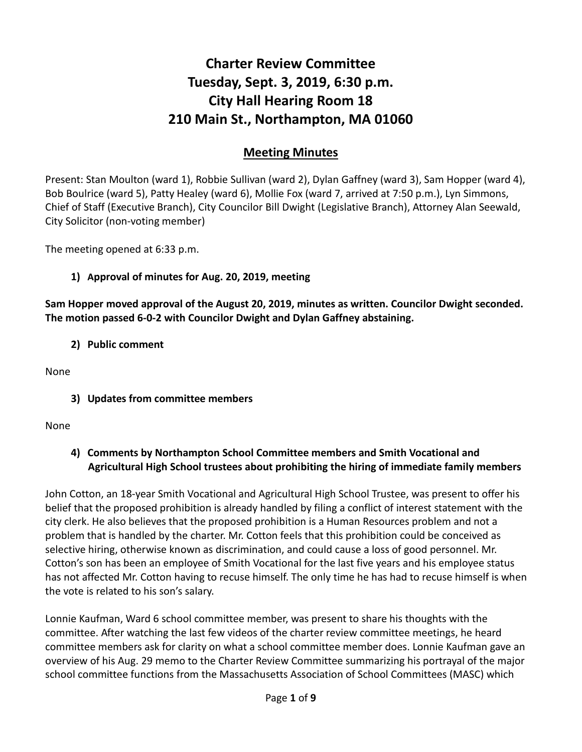# Charter Review Committee
# Tuesday, Sept. 3, 2019, 6:30 p.m.
# City Hall Hearing Room 18
# 210 Main St., Northampton, MA 01060

## Meeting Minutes

Present: Stan Moulton (ward 1), Robbie Sullivan (ward 2), Dylan Gaffney (ward 3), Sam Hopper (ward 4), Bob Boulrice (ward 5), Patty Healey (ward 6), Mollie Fox (ward 7, arrived at 7:50 p.m.), Lyn Simmons, Chief of Staff (Executive Branch), City Councilor Bill Dwight (Legislative Branch), Attorney Alan Seewald, City Solicitor (non-voting member)

The meeting opened at 6:33 p.m.

1) **Approval of minutes for Aug. 20, 2019, meeting**

**Sam Hopper moved approval of the August 20, 2019, minutes as written. Councilor Dwight seconded. The motion passed 6-0-2 with Councilor Dwight and Dylan Gaffney abstaining.**

2) **Public comment**

None

3) **Updates from committee members**

None

4) **Comments by Northampton School Committee members and Smith Vocational and Agricultural High School trustees about prohibiting the hiring of immediate family members**

John Cotton, an 18-year Smith Vocational and Agricultural High School Trustee, was present to offer his belief that the proposed prohibition is already handled by filing a conflict of interest statement with the city clerk. He also believes that the proposed prohibition is a Human Resources problem and not a problem that is handled by the charter. Mr. Cotton feels that this prohibition could be conceived as selective hiring, otherwise known as discrimination, and could cause a loss of good personnel. Mr. Cotton's son has been an employee of Smith Vocational for the last five years and his employee status has not affected Mr. Cotton having to recuse himself. The only time he has had to recuse himself is when the vote is related to his son's salary.

Lonnie Kaufman, Ward 6 school committee member, was present to share his thoughts with the committee. After watching the last few videos of the charter review committee meetings, he heard committee members ask for clarity on what a school committee member does. Lonnie Kaufman gave an overview of his Aug. 29 memo to the Charter Review Committee summarizing his portrayal of the major school committee functions from the Massachusetts Association of School Committees (MASC) which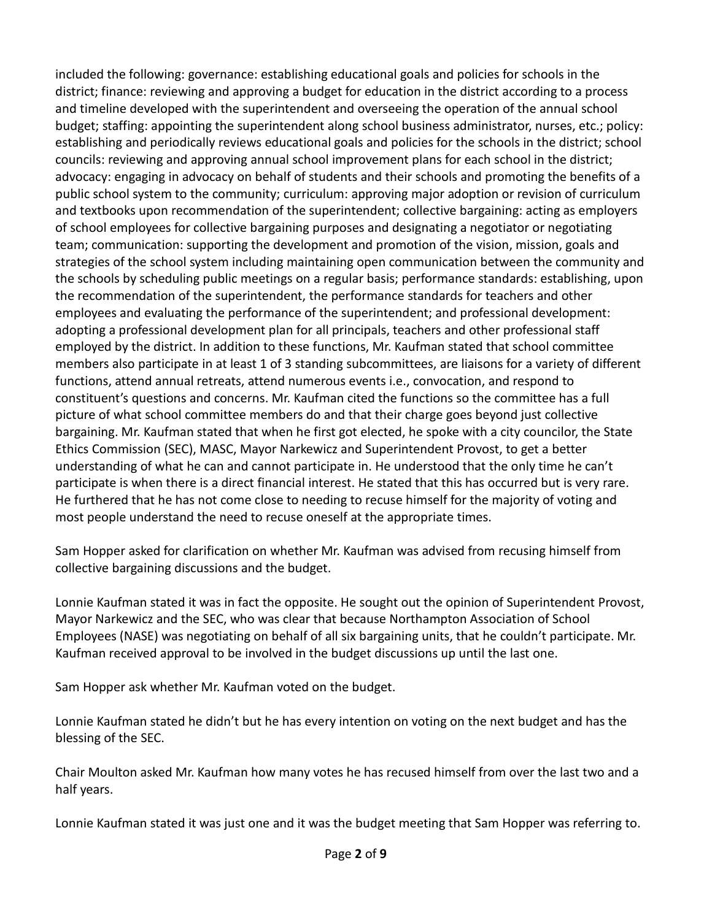included the following: governance: establishing educational goals and policies for schools in the district; finance: reviewing and approving a budget for education in the district according to a process and timeline developed with the superintendent and overseeing the operation of the annual school budget; staffing: appointing the superintendent along school business administrator, nurses, etc.; policy: establishing and periodically reviews educational goals and policies for the schools in the district; school councils: reviewing and approving annual school improvement plans for each school in the district; advocacy: engaging in advocacy on behalf of students and their schools and promoting the benefits of a public school system to the community; curriculum: approving major adoption or revision of curriculum and textbooks upon recommendation of the superintendent; collective bargaining: acting as employers of school employees for collective bargaining purposes and designating a negotiator or negotiating team; communication: supporting the development and promotion of the vision, mission, goals and strategies of the school system including maintaining open communication between the community and the schools by scheduling public meetings on a regular basis; performance standards: establishing, upon the recommendation of the superintendent, the performance standards for teachers and other employees and evaluating the performance of the superintendent; and professional development: adopting a professional development plan for all principals, teachers and other professional staff employed by the district. In addition to these functions, Mr. Kaufman stated that school committee members also participate in at least 1 of 3 standing subcommittees, are liaisons for a variety of different functions, attend annual retreats, attend numerous events i.e., convocation, and respond to constituent's questions and concerns. Mr. Kaufman cited the functions so the committee has a full picture of what school committee members do and that their charge goes beyond just collective bargaining. Mr. Kaufman stated that when he first got elected, he spoke with a city councilor, the State Ethics Commission (SEC), MASC, Mayor Narkewicz and Superintendent Provost, to get a better understanding of what he can and cannot participate in. He understood that the only time he can't participate is when there is a direct financial interest. He stated that this has occurred but is very rare. He furthered that he has not come close to needing to recuse himself for the majority of voting and most people understand the need to recuse oneself at the appropriate times.

Sam Hopper asked for clarification on whether Mr. Kaufman was advised from recusing himself from collective bargaining discussions and the budget.

Lonnie Kaufman stated it was in fact the opposite. He sought out the opinion of Superintendent Provost, Mayor Narkewicz and the SEC, who was clear that because Northampton Association of School Employees (NASE) was negotiating on behalf of all six bargaining units, that he couldn't participate. Mr. Kaufman received approval to be involved in the budget discussions up until the last one.

Sam Hopper ask whether Mr. Kaufman voted on the budget.

Lonnie Kaufman stated he didn't but he has every intention on voting on the next budget and has the blessing of the SEC.

Chair Moulton asked Mr. Kaufman how many votes he has recused himself from over the last two and a half years.

Lonnie Kaufman stated it was just one and it was the budget meeting that Sam Hopper was referring to.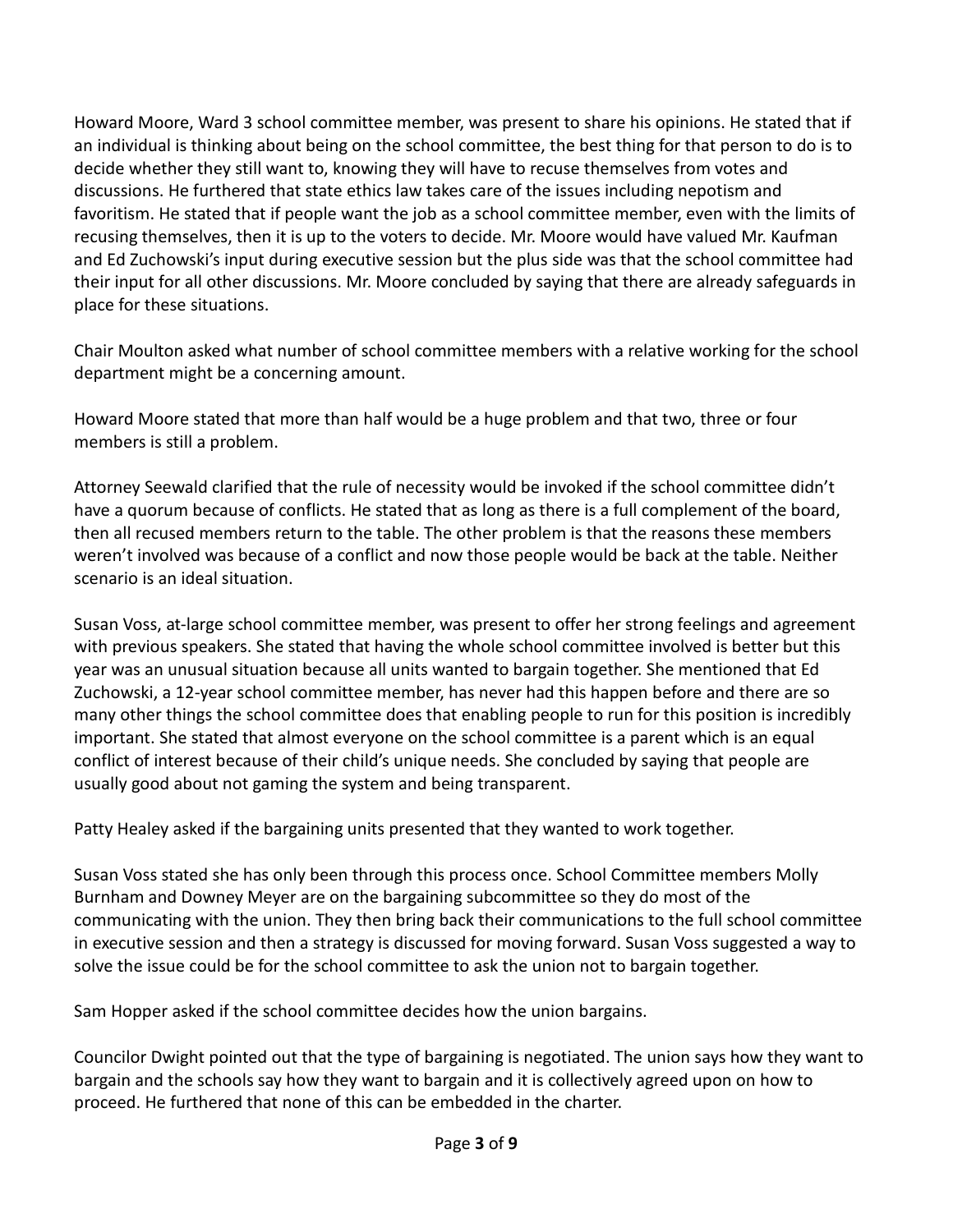Howard Moore, Ward 3 school committee member, was present to share his opinions. He stated that if an individual is thinking about being on the school committee, the best thing for that person to do is to decide whether they still want to, knowing they will have to recuse themselves from votes and discussions. He furthered that state ethics law takes care of the issues including nepotism and favoritism. He stated that if people want the job as a school committee member, even with the limits of recusing themselves, then it is up to the voters to decide. Mr. Moore would have valued Mr. Kaufman and Ed Zuchowski's input during executive session but the plus side was that the school committee had their input for all other discussions. Mr. Moore concluded by saying that there are already safeguards in place for these situations.

Chair Moulton asked what number of school committee members with a relative working for the school department might be a concerning amount.

Howard Moore stated that more than half would be a huge problem and that two, three or four members is still a problem.

Attorney Seewald clarified that the rule of necessity would be invoked if the school committee didn't have a quorum because of conflicts. He stated that as long as there is a full complement of the board, then all recused members return to the table. The other problem is that the reasons these members weren't involved was because of a conflict and now those people would be back at the table. Neither scenario is an ideal situation.

Susan Voss, at-large school committee member, was present to offer her strong feelings and agreement with previous speakers. She stated that having the whole school committee involved is better but this year was an unusual situation because all units wanted to bargain together. She mentioned that Ed Zuchowski, a 12-year school committee member, has never had this happen before and there are so many other things the school committee does that enabling people to run for this position is incredibly important. She stated that almost everyone on the school committee is a parent which is an equal conflict of interest because of their child's unique needs. She concluded by saying that people are usually good about not gaming the system and being transparent.

Patty Healey asked if the bargaining units presented that they wanted to work together.

Susan Voss stated she has only been through this process once. School Committee members Molly Burnham and Downey Meyer are on the bargaining subcommittee so they do most of the communicating with the union. They then bring back their communications to the full school committee in executive session and then a strategy is discussed for moving forward. Susan Voss suggested a way to solve the issue could be for the school committee to ask the union not to bargain together.

Sam Hopper asked if the school committee decides how the union bargains.

Councilor Dwight pointed out that the type of bargaining is negotiated. The union says how they want to bargain and the schools say how they want to bargain and it is collectively agreed upon on how to proceed. He furthered that none of this can be embedded in the charter.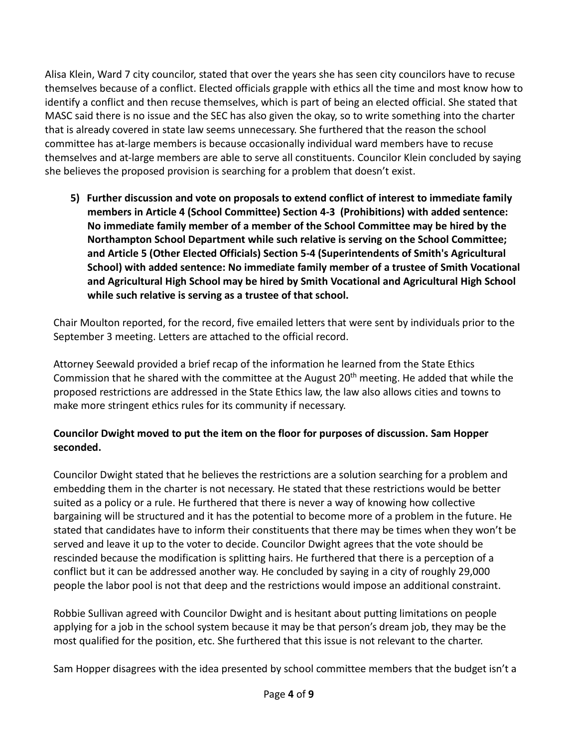Alisa Klein, Ward 7 city councilor, stated that over the years she has seen city councilors have to recuse themselves because of a conflict. Elected officials grapple with ethics all the time and most know how to identify a conflict and then recuse themselves, which is part of being an elected official. She stated that MASC said there is no issue and the SEC has also given the okay, so to write something into the charter that is already covered in state law seems unnecessary. She furthered that the reason the school committee has at-large members is because occasionally individual ward members have to recuse themselves and at-large members are able to serve all constituents. Councilor Klein concluded by saying she believes the proposed provision is searching for a problem that doesn't exist.

5) **Further discussion and vote on proposals to extend conflict of interest to immediate family members in Article 4 (School Committee) Section 4-3 (Prohibitions) with added sentence: No immediate family member of a member of the School Committee may be hired by the Northampton School Department while such relative is serving on the School Committee; and Article 5 (Other Elected Officials) Section 5-4 (Superintendents of Smith's Agricultural School) with added sentence: No immediate family member of a trustee of Smith Vocational and Agricultural High School may be hired by Smith Vocational and Agricultural High School while such relative is serving as a trustee of that school.**

Chair Moulton reported, for the record, five emailed letters that were sent by individuals prior to the September 3 meeting. Letters are attached to the official record.

Attorney Seewald provided a brief recap of the information he learned from the State Ethics Commission that he shared with the committee at the August 20th meeting. He added that while the proposed restrictions are addressed in the State Ethics law, the law also allows cities and towns to make more stringent ethics rules for its community if necessary.

**Councilor Dwight moved to put the item on the floor for purposes of discussion. Sam Hopper seconded.**

Councilor Dwight stated that he believes the restrictions are a solution searching for a problem and embedding them in the charter is not necessary. He stated that these restrictions would be better suited as a policy or a rule. He furthered that there is never a way of knowing how collective bargaining will be structured and it has the potential to become more of a problem in the future. He stated that candidates have to inform their constituents that there may be times when they won't be served and leave it up to the voter to decide. Councilor Dwight agrees that the vote should be rescinded because the modification is splitting hairs. He furthered that there is a perception of a conflict but it can be addressed another way. He concluded by saying in a city of roughly 29,000 people the labor pool is not that deep and the restrictions would impose an additional constraint.

Robbie Sullivan agreed with Councilor Dwight and is hesitant about putting limitations on people applying for a job in the school system because it may be that person's dream job, they may be the most qualified for the position, etc. She furthered that this issue is not relevant to the charter.

Sam Hopper disagrees with the idea presented by school committee members that the budget isn't a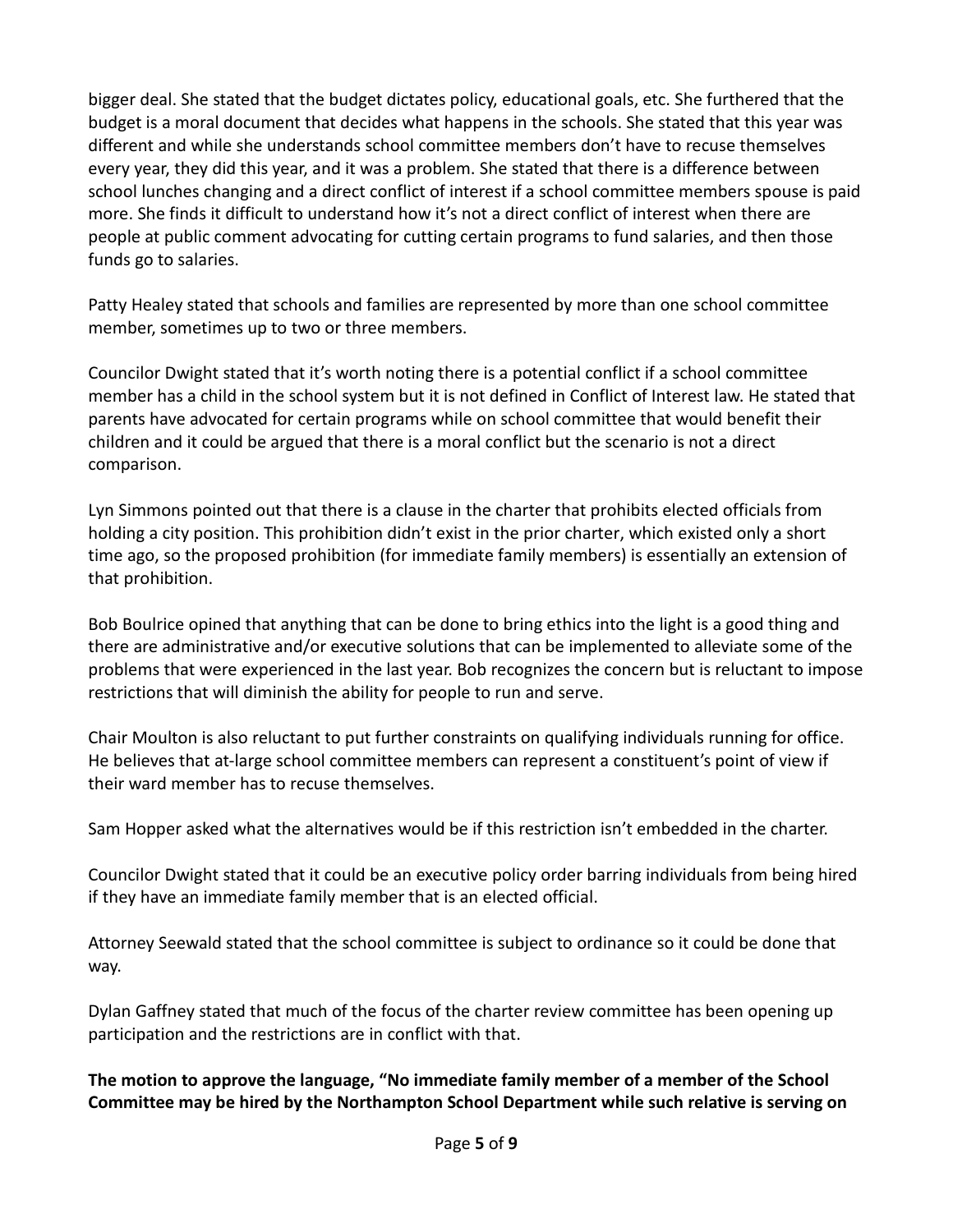bigger deal. She stated that the budget dictates policy, educational goals, etc. She furthered that the budget is a moral document that decides what happens in the schools. She stated that this year was different and while she understands school committee members don't have to recuse themselves every year, they did this year, and it was a problem. She stated that there is a difference between school lunches changing and a direct conflict of interest if a school committee members spouse is paid more. She finds it difficult to understand how it's not a direct conflict of interest when there are people at public comment advocating for cutting certain programs to fund salaries, and then those funds go to salaries.

Patty Healey stated that schools and families are represented by more than one school committee member, sometimes up to two or three members.

Councilor Dwight stated that it's worth noting there is a potential conflict if a school committee member has a child in the school system but it is not defined in Conflict of Interest law. He stated that parents have advocated for certain programs while on school committee that would benefit their children and it could be argued that there is a moral conflict but the scenario is not a direct comparison.

Lyn Simmons pointed out that there is a clause in the charter that prohibits elected officials from holding a city position. This prohibition didn't exist in the prior charter, which existed only a short time ago, so the proposed prohibition (for immediate family members) is essentially an extension of that prohibition.

Bob Boulrice opined that anything that can be done to bring ethics into the light is a good thing and there are administrative and/or executive solutions that can be implemented to alleviate some of the problems that were experienced in the last year. Bob recognizes the concern but is reluctant to impose restrictions that will diminish the ability for people to run and serve.

Chair Moulton is also reluctant to put further constraints on qualifying individuals running for office. He believes that at-large school committee members can represent a constituent's point of view if their ward member has to recuse themselves.

Sam Hopper asked what the alternatives would be if this restriction isn't embedded in the charter.

Councilor Dwight stated that it could be an executive policy order barring individuals from being hired if they have an immediate family member that is an elected official.

Attorney Seewald stated that the school committee is subject to ordinance so it could be done that way.

Dylan Gaffney stated that much of the focus of the charter review committee has been opening up participation and the restrictions are in conflict with that.

**The motion to approve the language, "No immediate family member of a member of the School Committee may be hired by the Northampton School Department while such relative is serving on**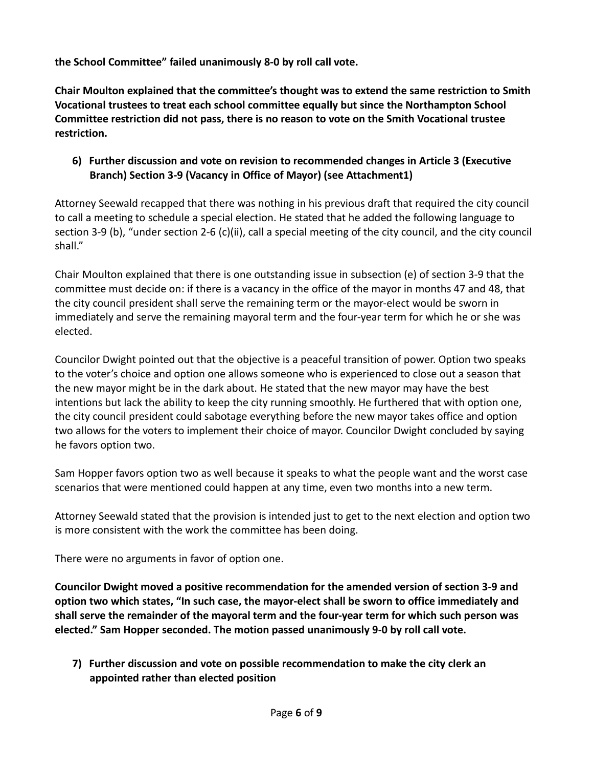**the School Committee" failed unanimously 8-0 by roll call vote.**

**Chair Moulton explained that the committee's thought was to extend the same restriction to Smith Vocational trustees to treat each school committee equally but since the Northampton School Committee restriction did not pass, there is no reason to vote on the Smith Vocational trustee restriction.**

6) **Further discussion and vote on revision to recommended changes in Article 3 (Executive Branch) Section 3-9 (Vacancy in Office of Mayor) (see Attachment1)**

Attorney Seewald recapped that there was nothing in his previous draft that required the city council to call a meeting to schedule a special election. He stated that he added the following language to section 3-9 (b), "under section 2-6 (c)(ii), call a special meeting of the city council, and the city council shall."

Chair Moulton explained that there is one outstanding issue in subsection (e) of section 3-9 that the committee must decide on: if there is a vacancy in the office of the mayor in months 47 and 48, that the city council president shall serve the remaining term or the mayor-elect would be sworn in immediately and serve the remaining mayoral term and the four-year term for which he or she was elected.

Councilor Dwight pointed out that the objective is a peaceful transition of power. Option two speaks to the voter's choice and option one allows someone who is experienced to close out a season that the new mayor might be in the dark about. He stated that the new mayor may have the best intentions but lack the ability to keep the city running smoothly. He furthered that with option one, the city council president could sabotage everything before the new mayor takes office and option two allows for the voters to implement their choice of mayor. Councilor Dwight concluded by saying he favors option two.

Sam Hopper favors option two as well because it speaks to what the people want and the worst case scenarios that were mentioned could happen at any time, even two months into a new term.

Attorney Seewald stated that the provision is intended just to get to the next election and option two is more consistent with the work the committee has been doing.

There were no arguments in favor of option one.

**Councilor Dwight moved a positive recommendation for the amended version of section 3-9 and option two which states, "In such case, the mayor-elect shall be sworn to office immediately and shall serve the remainder of the mayoral term and the four-year term for which such person was elected." Sam Hopper seconded. The motion passed unanimously 9-0 by roll call vote.**

7) **Further discussion and vote on possible recommendation to make the city clerk an appointed rather than elected position**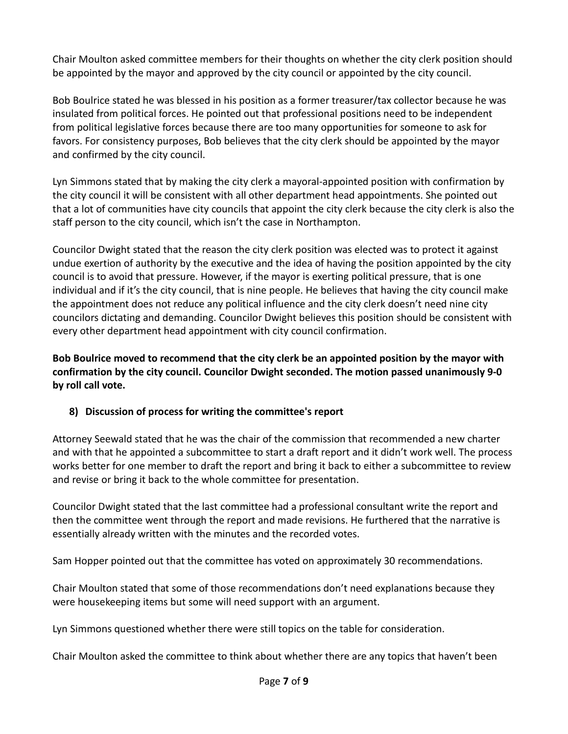Chair Moulton asked committee members for their thoughts on whether the city clerk position should be appointed by the mayor and approved by the city council or appointed by the city council.

Bob Boulrice stated he was blessed in his position as a former treasurer/tax collector because he was insulated from political forces. He pointed out that professional positions need to be independent from political legislative forces because there are too many opportunities for someone to ask for favors. For consistency purposes, Bob believes that the city clerk should be appointed by the mayor and confirmed by the city council.

Lyn Simmons stated that by making the city clerk a mayoral-appointed position with confirmation by the city council it will be consistent with all other department head appointments. She pointed out that a lot of communities have city councils that appoint the city clerk because the city clerk is also the staff person to the city council, which isn't the case in Northampton.

Councilor Dwight stated that the reason the city clerk position was elected was to protect it against undue exertion of authority by the executive and the idea of having the position appointed by the city council is to avoid that pressure. However, if the mayor is exerting political pressure, that is one individual and if it's the city council, that is nine people. He believes that having the city council make the appointment does not reduce any political influence and the city clerk doesn't need nine city councilors dictating and demanding. Councilor Dwight believes this position should be consistent with every other department head appointment with city council confirmation.

**Bob Boulrice moved to recommend that the city clerk be an appointed position by the mayor with confirmation by the city council. Councilor Dwight seconded. The motion passed unanimously 9-0 by roll call vote.**

8) **Discussion of process for writing the committee's report**

Attorney Seewald stated that he was the chair of the commission that recommended a new charter and with that he appointed a subcommittee to start a draft report and it didn't work well. The process works better for one member to draft the report and bring it back to either a subcommittee to review and revise or bring it back to the whole committee for presentation.

Councilor Dwight stated that the last committee had a professional consultant write the report and then the committee went through the report and made revisions. He furthered that the narrative is essentially already written with the minutes and the recorded votes.

Sam Hopper pointed out that the committee has voted on approximately 30 recommendations.

Chair Moulton stated that some of those recommendations don't need explanations because they were housekeeping items but some will need support with an argument.

Lyn Simmons questioned whether there were still topics on the table for consideration.

Chair Moulton asked the committee to think about whether there are any topics that haven't been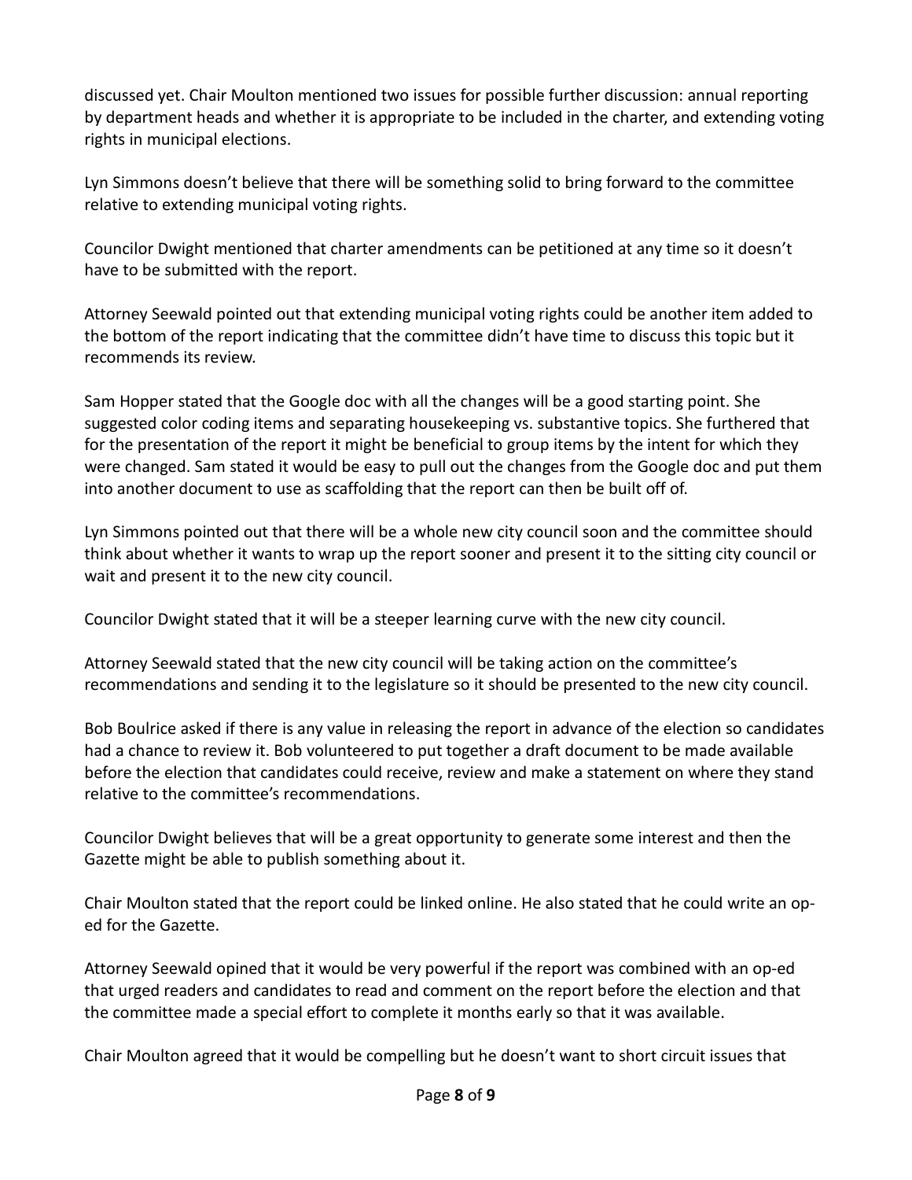discussed yet. Chair Moulton mentioned two issues for possible further discussion: annual reporting by department heads and whether it is appropriate to be included in the charter, and extending voting rights in municipal elections.

Lyn Simmons doesn't believe that there will be something solid to bring forward to the committee relative to extending municipal voting rights.

Councilor Dwight mentioned that charter amendments can be petitioned at any time so it doesn't have to be submitted with the report.

Attorney Seewald pointed out that extending municipal voting rights could be another item added to the bottom of the report indicating that the committee didn't have time to discuss this topic but it recommends its review.

Sam Hopper stated that the Google doc with all the changes will be a good starting point. She suggested color coding items and separating housekeeping vs. substantive topics. She furthered that for the presentation of the report it might be beneficial to group items by the intent for which they were changed. Sam stated it would be easy to pull out the changes from the Google doc and put them into another document to use as scaffolding that the report can then be built off of.

Lyn Simmons pointed out that there will be a whole new city council soon and the committee should think about whether it wants to wrap up the report sooner and present it to the sitting city council or wait and present it to the new city council.

Councilor Dwight stated that it will be a steeper learning curve with the new city council.

Attorney Seewald stated that the new city council will be taking action on the committee's recommendations and sending it to the legislature so it should be presented to the new city council.

Bob Boulrice asked if there is any value in releasing the report in advance of the election so candidates had a chance to review it. Bob volunteered to put together a draft document to be made available before the election that candidates could receive, review and make a statement on where they stand relative to the committee's recommendations.

Councilor Dwight believes that will be a great opportunity to generate some interest and then the Gazette might be able to publish something about it.

Chair Moulton stated that the report could be linked online. He also stated that he could write an op-ed for the Gazette.

Attorney Seewald opined that it would be very powerful if the report was combined with an op-ed that urged readers and candidates to read and comment on the report before the election and that the committee made a special effort to complete it months early so that it was available.

Chair Moulton agreed that it would be compelling but he doesn't want to short circuit issues that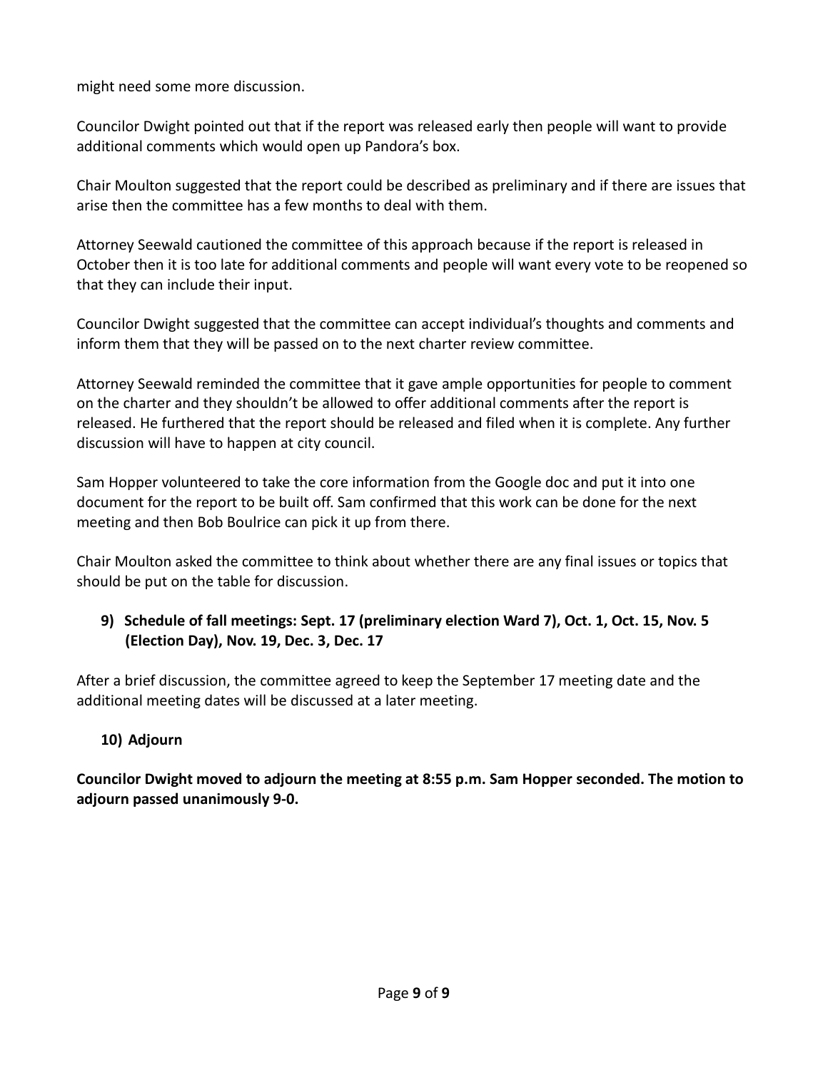might need some more discussion.

Councilor Dwight pointed out that if the report was released early then people will want to provide additional comments which would open up Pandora's box.

Chair Moulton suggested that the report could be described as preliminary and if there are issues that arise then the committee has a few months to deal with them.

Attorney Seewald cautioned the committee of this approach because if the report is released in October then it is too late for additional comments and people will want every vote to be reopened so that they can include their input.

Councilor Dwight suggested that the committee can accept individual's thoughts and comments and inform them that they will be passed on to the next charter review committee.

Attorney Seewald reminded the committee that it gave ample opportunities for people to comment on the charter and they shouldn't be allowed to offer additional comments after the report is released. He furthered that the report should be released and filed when it is complete. Any further discussion will have to happen at city council.

Sam Hopper volunteered to take the core information from the Google doc and put it into one document for the report to be built off. Sam confirmed that this work can be done for the next meeting and then Bob Boulrice can pick it up from there.

Chair Moulton asked the committee to think about whether there are any final issues or topics that should be put on the table for discussion.

### 9) Schedule of fall meetings: Sept. 17 (preliminary election Ward 7), Oct. 1, Oct. 15, Nov. 5 (Election Day), Nov. 19, Dec. 3, Dec. 17

After a brief discussion, the committee agreed to keep the September 17 meeting date and the additional meeting dates will be discussed at a later meeting.

### 10) Adjourn

**Councilor Dwight moved to adjourn the meeting at 8:55 p.m. Sam Hopper seconded. The motion to adjourn passed unanimously 9-0.**